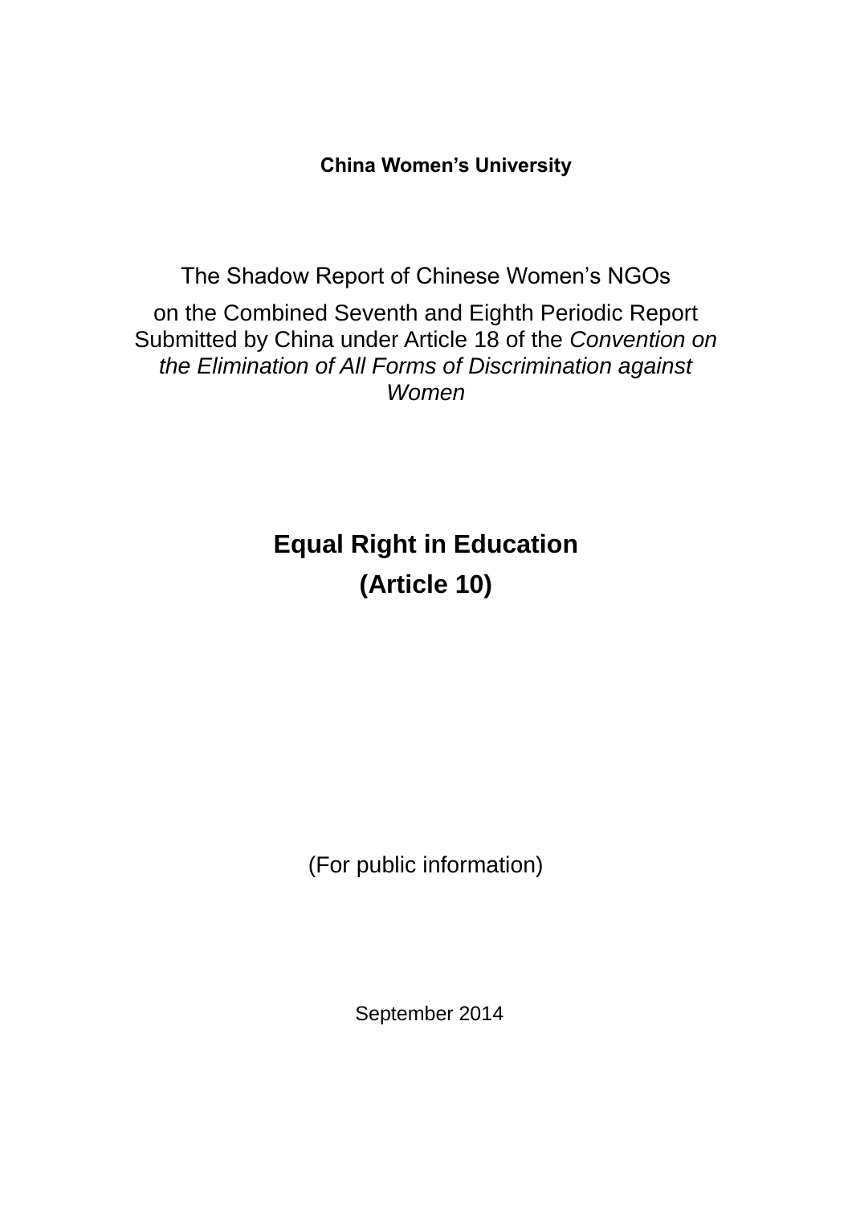**China Women's University**

The Shadow Report of Chinese Women's NGOs

on the Combined Seventh and Eighth Periodic Report Submitted by China under Article 18 of the *Convention on the Elimination of All Forms of Discrimination against Women*

# Equal Right in Education
# (Article 10)

(For public information)

September 2014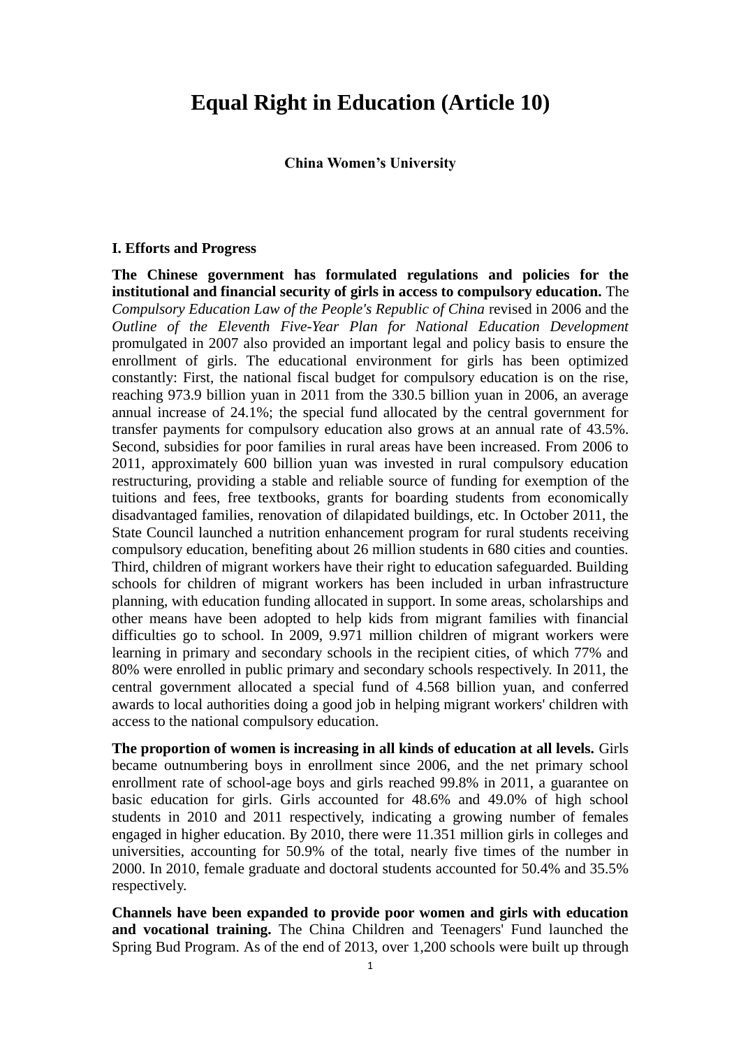# Equal Right in Education (Article 10)

**China Women's University**

## I. Efforts and Progress

**The Chinese government has formulated regulations and policies for the institutional and financial security of girls in access to compulsory education.** The *Compulsory Education Law of the People's Republic of China* revised in 2006 and the *Outline of the Eleventh Five-Year Plan for National Education Development* promulgated in 2007 also provided an important legal and policy basis to ensure the enrollment of girls. The educational environment for girls has been optimized constantly: First, the national fiscal budget for compulsory education is on the rise, reaching 973.9 billion yuan in 2011 from the 330.5 billion yuan in 2006, an average annual increase of 24.1%; the special fund allocated by the central government for transfer payments for compulsory education also grows at an annual rate of 43.5%. Second, subsidies for poor families in rural areas have been increased. From 2006 to 2011, approximately 600 billion yuan was invested in rural compulsory education restructuring, providing a stable and reliable source of funding for exemption of the tuitions and fees, free textbooks, grants for boarding students from economically disadvantaged families, renovation of dilapidated buildings, etc. In October 2011, the State Council launched a nutrition enhancement program for rural students receiving compulsory education, benefiting about 26 million students in 680 cities and counties. Third, children of migrant workers have their right to education safeguarded. Building schools for children of migrant workers has been included in urban infrastructure planning, with education funding allocated in support. In some areas, scholarships and other means have been adopted to help kids from migrant families with financial difficulties go to school. In 2009, 9.971 million children of migrant workers were learning in primary and secondary schools in the recipient cities, of which 77% and 80% were enrolled in public primary and secondary schools respectively. In 2011, the central government allocated a special fund of 4.568 billion yuan, and conferred awards to local authorities doing a good job in helping migrant workers' children with access to the national compulsory education.

**The proportion of women is increasing in all kinds of education at all levels.** Girls became outnumbering boys in enrollment since 2006, and the net primary school enrollment rate of school-age boys and girls reached 99.8% in 2011, a guarantee on basic education for girls. Girls accounted for 48.6% and 49.0% of high school students in 2010 and 2011 respectively, indicating a growing number of females engaged in higher education. By 2010, there were 11.351 million girls in colleges and universities, accounting for 50.9% of the total, nearly five times of the number in 2000. In 2010, female graduate and doctoral students accounted for 50.4% and 35.5% respectively.

**Channels have been expanded to provide poor women and girls with education and vocational training.** The China Children and Teenagers' Fund launched the Spring Bud Program. As of the end of 2013, over 1,200 schools were built up through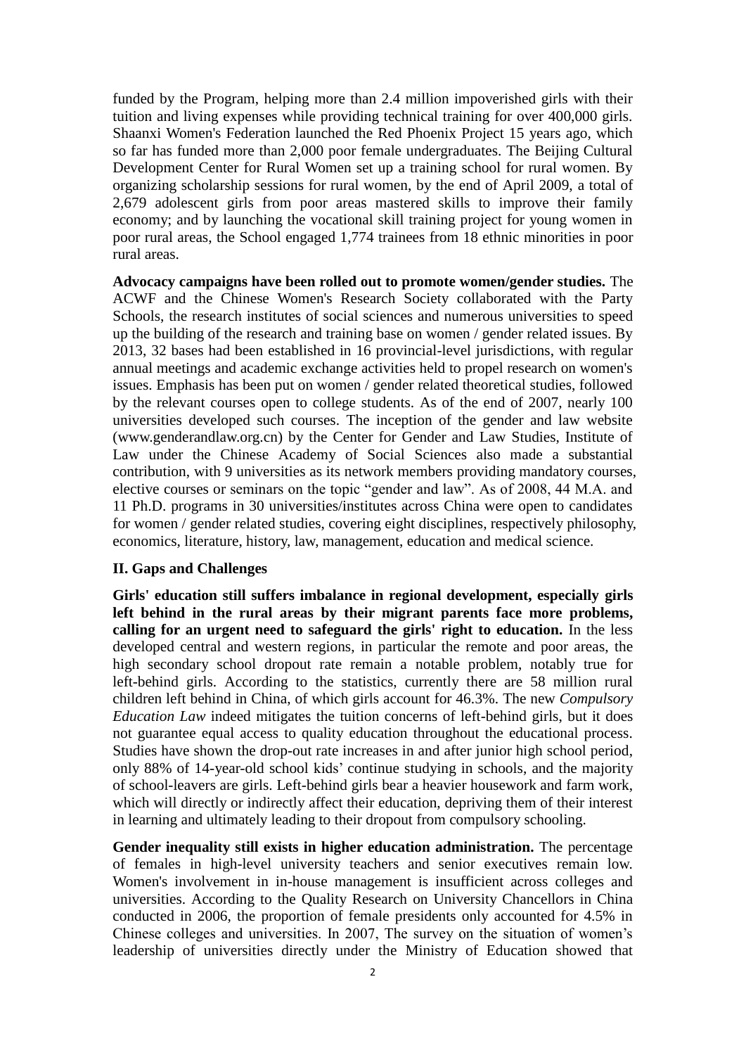funded by the Program, helping more than 2.4 million impoverished girls with their tuition and living expenses while providing technical training for over 400,000 girls. Shaanxi Women's Federation launched the Red Phoenix Project 15 years ago, which so far has funded more than 2,000 poor female undergraduates. The Beijing Cultural Development Center for Rural Women set up a training school for rural women. By organizing scholarship sessions for rural women, by the end of April 2009, a total of 2,679 adolescent girls from poor areas mastered skills to improve their family economy; and by launching the vocational skill training project for young women in poor rural areas, the School engaged 1,774 trainees from 18 ethnic minorities in poor rural areas.

**Advocacy campaigns have been rolled out to promote women/gender studies.** The ACWF and the Chinese Women's Research Society collaborated with the Party Schools, the research institutes of social sciences and numerous universities to speed up the building of the research and training base on women / gender related issues. By 2013, 32 bases had been established in 16 provincial-level jurisdictions, with regular annual meetings and academic exchange activities held to propel research on women's issues. Emphasis has been put on women / gender related theoretical studies, followed by the relevant courses open to college students. As of the end of 2007, nearly 100 universities developed such courses. The inception of the gender and law website (www.genderandlaw.org.cn) by the Center for Gender and Law Studies, Institute of Law under the Chinese Academy of Social Sciences also made a substantial contribution, with 9 universities as its network members providing mandatory courses, elective courses or seminars on the topic "gender and law". As of 2008, 44 M.A. and 11 Ph.D. programs in 30 universities/institutes across China were open to candidates for women / gender related studies, covering eight disciplines, respectively philosophy, economics, literature, history, law, management, education and medical science.

## II. Gaps and Challenges

**Girls' education still suffers imbalance in regional development, especially girls left behind in the rural areas by their migrant parents face more problems, calling for an urgent need to safeguard the girls' right to education.** In the less developed central and western regions, in particular the remote and poor areas, the high secondary school dropout rate remain a notable problem, notably true for left-behind girls. According to the statistics, currently there are 58 million rural children left behind in China, of which girls account for 46.3%. The new *Compulsory Education Law* indeed mitigates the tuition concerns of left-behind girls, but it does not guarantee equal access to quality education throughout the educational process. Studies have shown the drop-out rate increases in and after junior high school period, only 88% of 14-year-old school kids' continue studying in schools, and the majority of school-leavers are girls. Left-behind girls bear a heavier housework and farm work, which will directly or indirectly affect their education, depriving them of their interest in learning and ultimately leading to their dropout from compulsory schooling.

**Gender inequality still exists in higher education administration.** The percentage of females in high-level university teachers and senior executives remain low. Women's involvement in in-house management is insufficient across colleges and universities. According to the Quality Research on University Chancellors in China conducted in 2006, the proportion of female presidents only accounted for 4.5% in Chinese colleges and universities. In 2007, The survey on the situation of women's leadership of universities directly under the Ministry of Education showed that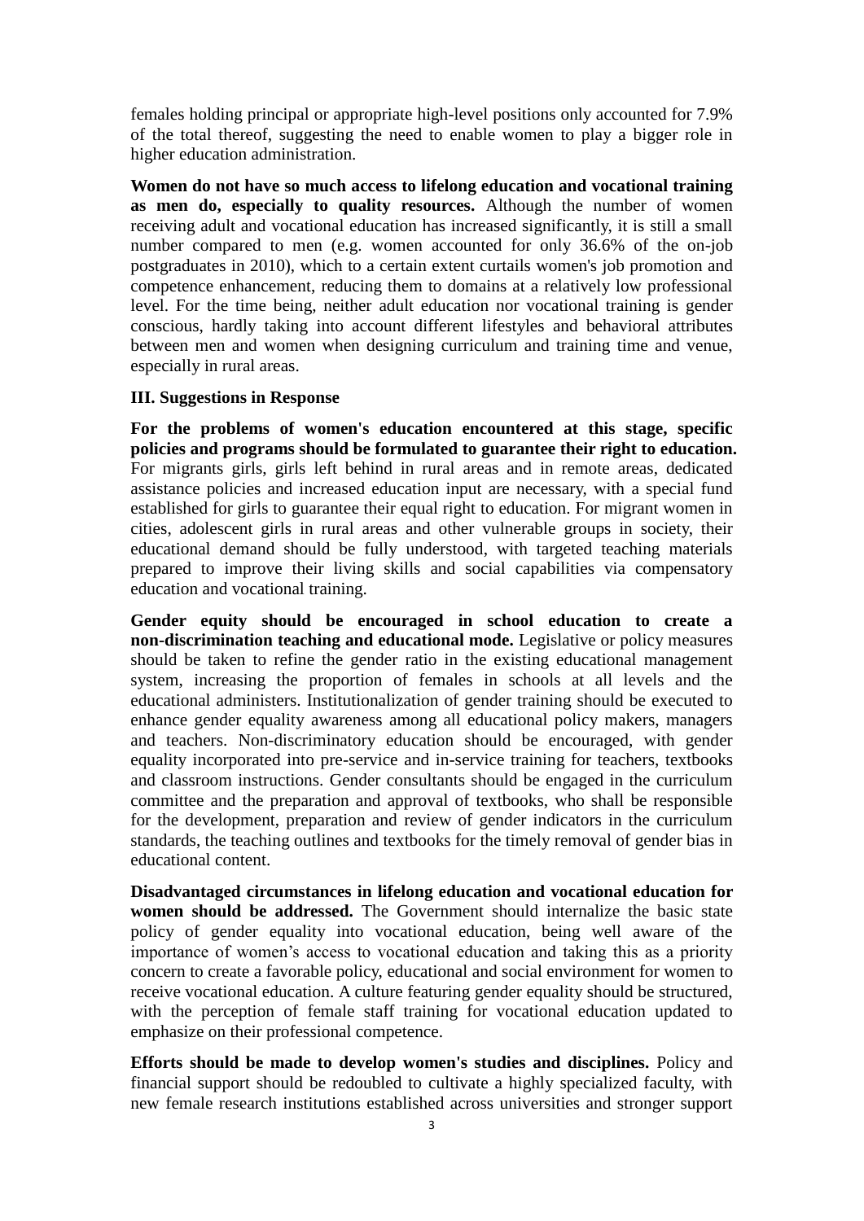females holding principal or appropriate high-level positions only accounted for 7.9% of the total thereof, suggesting the need to enable women to play a bigger role in higher education administration.

**Women do not have so much access to lifelong education and vocational training as men do, especially to quality resources.** Although the number of women receiving adult and vocational education has increased significantly, it is still a small number compared to men (e.g. women accounted for only 36.6% of the on-job postgraduates in 2010), which to a certain extent curtails women's job promotion and competence enhancement, reducing them to domains at a relatively low professional level. For the time being, neither adult education nor vocational training is gender conscious, hardly taking into account different lifestyles and behavioral attributes between men and women when designing curriculum and training time and venue, especially in rural areas.

### III. Suggestions in Response

**For the problems of women's education encountered at this stage, specific policies and programs should be formulated to guarantee their right to education.** For migrants girls, girls left behind in rural areas and in remote areas, dedicated assistance policies and increased education input are necessary, with a special fund established for girls to guarantee their equal right to education. For migrant women in cities, adolescent girls in rural areas and other vulnerable groups in society, their educational demand should be fully understood, with targeted teaching materials prepared to improve their living skills and social capabilities via compensatory education and vocational training.

**Gender equity should be encouraged in school education to create a non-discrimination teaching and educational mode.** Legislative or policy measures should be taken to refine the gender ratio in the existing educational management system, increasing the proportion of females in schools at all levels and the educational administers. Institutionalization of gender training should be executed to enhance gender equality awareness among all educational policy makers, managers and teachers. Non-discriminatory education should be encouraged, with gender equality incorporated into pre-service and in-service training for teachers, textbooks and classroom instructions. Gender consultants should be engaged in the curriculum committee and the preparation and approval of textbooks, who shall be responsible for the development, preparation and review of gender indicators in the curriculum standards, the teaching outlines and textbooks for the timely removal of gender bias in educational content.

**Disadvantaged circumstances in lifelong education and vocational education for women should be addressed.** The Government should internalize the basic state policy of gender equality into vocational education, being well aware of the importance of women's access to vocational education and taking this as a priority concern to create a favorable policy, educational and social environment for women to receive vocational education. A culture featuring gender equality should be structured, with the perception of female staff training for vocational education updated to emphasize on their professional competence.

**Efforts should be made to develop women's studies and disciplines.** Policy and financial support should be redoubled to cultivate a highly specialized faculty, with new female research institutions established across universities and stronger support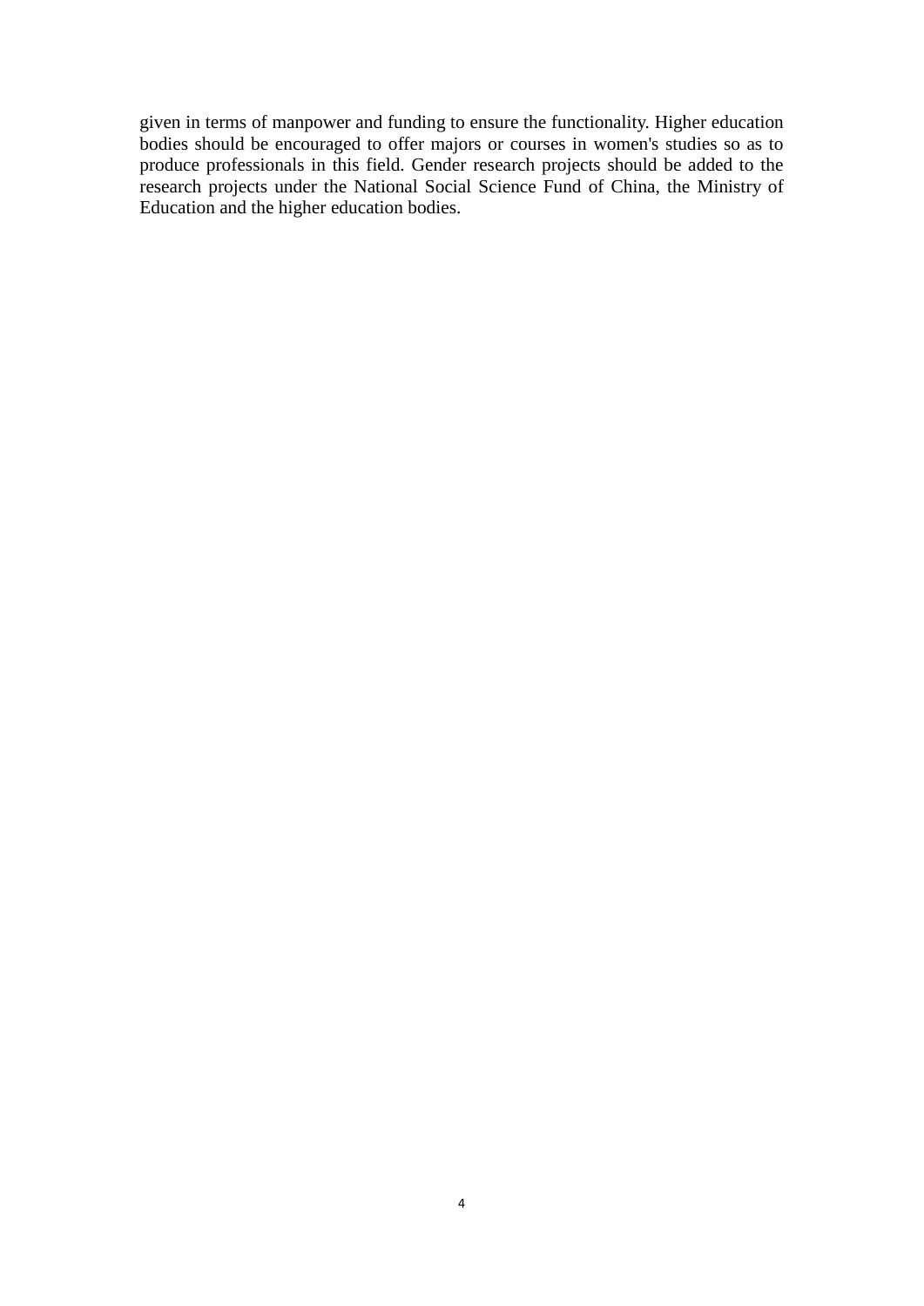given in terms of manpower and funding to ensure the functionality. Higher education bodies should be encouraged to offer majors or courses in women's studies so as to produce professionals in this field. Gender research projects should be added to the research projects under the National Social Science Fund of China, the Ministry of Education and the higher education bodies.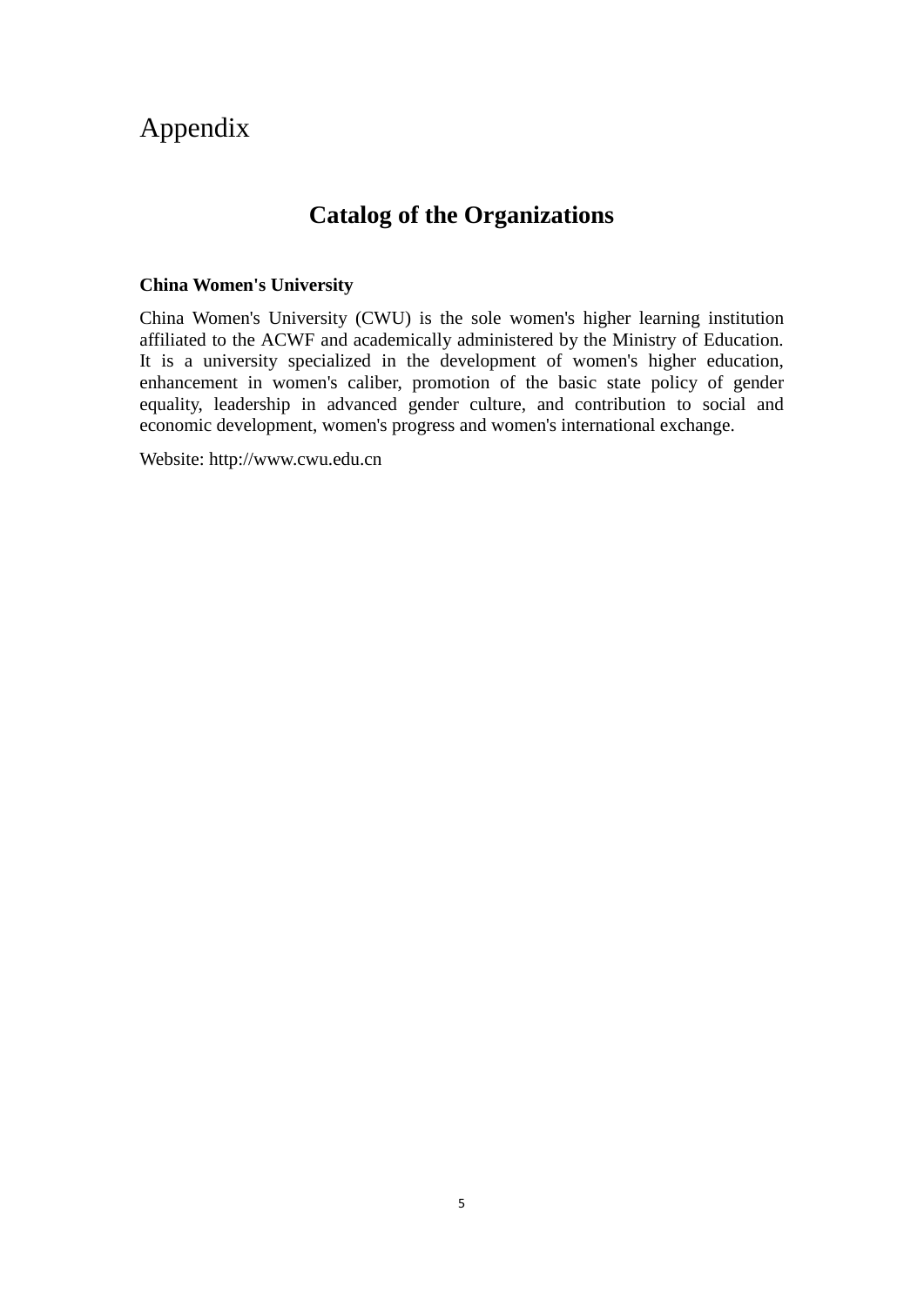# Appendix

## Catalog of the Organizations

**China Women's University**

China Women's University (CWU) is the sole women's higher learning institution affiliated to the ACWF and academically administered by the Ministry of Education. It is a university specialized in the development of women's higher education, enhancement in women's caliber, promotion of the basic state policy of gender equality, leadership in advanced gender culture, and contribution to social and economic development, women's progress and women's international exchange.

Website: http://www.cwu.edu.cn